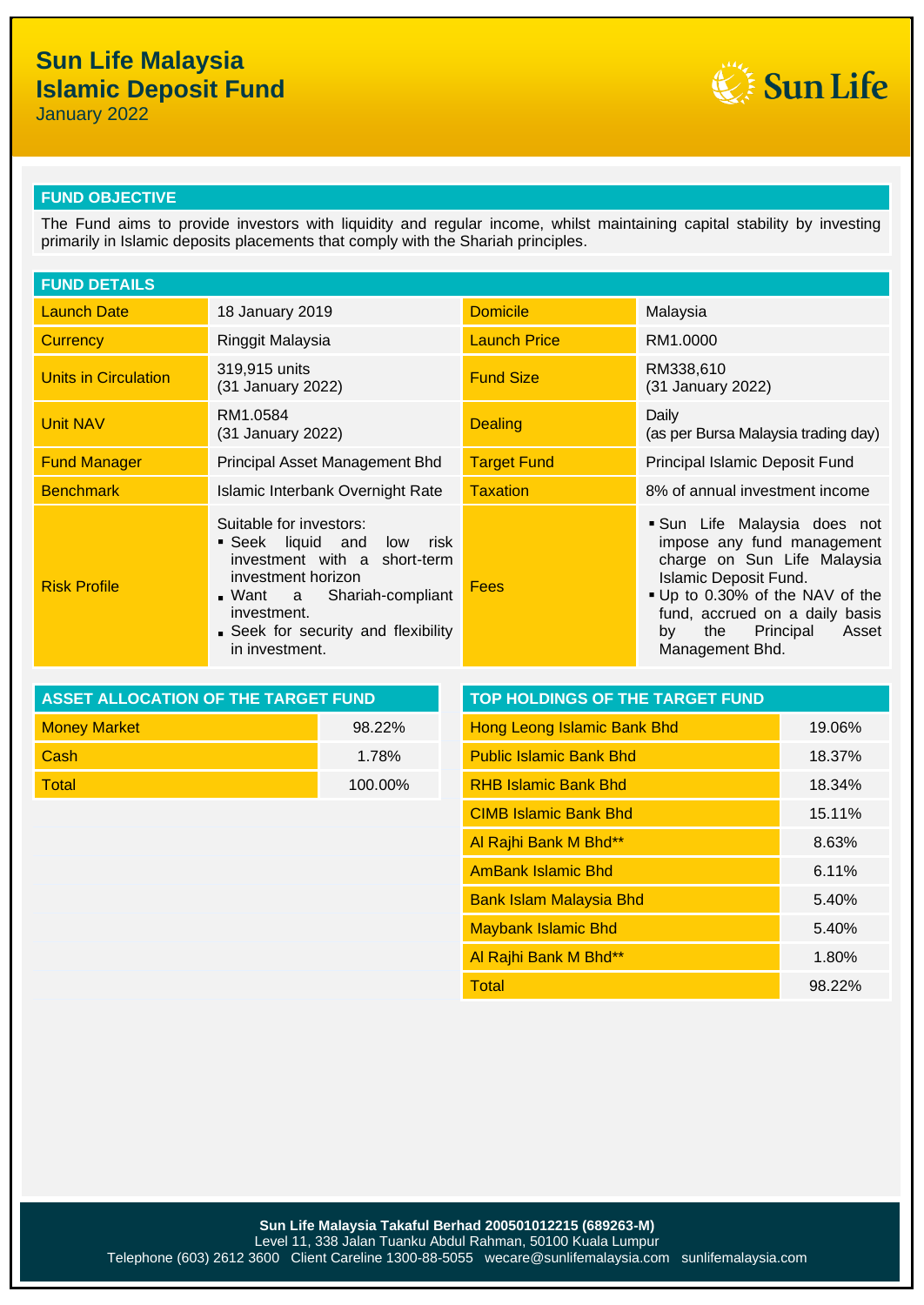# Sun Life Malaysia Islamic Deposit Fund

January 2022

## FUND OBJECTIVE

The Fund aims to provide investors with liquidity and regular income, whilst maintaining capital stability by investing primarily in Islamic deposits placements that comply with the Shariah principles.

## FUND DETAILS

| | | | |
|---|---|---|---|
| Launch Date | 18 January 2019 | Domicile | Malaysia |
| Currency | Ringgit Malaysia | Launch Price | RM1.0000 |
| Units in Circulation | 319,915 units (31 January 2022) | Fund Size | RM338,610 (31 January 2022) |
| Unit NAV | RM1.0584 (31 January 2022) | Dealing | Daily (as per Bursa Malaysia trading day) |
| Fund Manager | Principal Asset Management Bhd | Target Fund | Principal Islamic Deposit Fund |
| Benchmark | Islamic Interbank Overnight Rate | Taxation | 8% of annual investment income |
| Risk Profile | Suitable for investors:<br>▪ Seek liquid and low risk investment with a short-term investment horizon<br>▪ Want a Shariah-compliant investment.<br>▪ Seek for security and flexibility in investment. | Fees | ▪ Sun Life Malaysia does not impose any fund management charge on Sun Life Malaysia Islamic Deposit Fund.<br>▪ Up to 0.30% of the NAV of the fund, accrued on a daily basis by the Principal Asset Management Bhd. |

## ASSET ALLOCATION OF THE TARGET FUND

| | |
|---|---|
| Money Market | 98.22% |
| Cash | 1.78% |
| Total | 100.00% |

## TOP HOLDINGS OF THE TARGET FUND

| | |
|---|---|
| Hong Leong Islamic Bank Bhd | 19.06% |
| Public Islamic Bank Bhd | 18.37% |
| RHB Islamic Bank Bhd | 18.34% |
| CIMB Islamic Bank Bhd | 15.11% |
| Al Rajhi Bank M Bhd** | 8.63% |
| AmBank Islamic Bhd | 6.11% |
| Bank Islam Malaysia Bhd | 5.40% |
| Maybank Islamic Bhd | 5.40% |
| Al Rajhi Bank M Bhd** | 1.80% |
| Total | 98.22% |

**Sun Life Malaysia Takaful Berhad 200501012215 (689263-M)**
Level 11, 338 Jalan Tuanku Abdul Rahman, 50100 Kuala Lumpur
Telephone (603) 2612 3600 Client Careline 1300-88-5055 wecare@sunlifemalaysia.com sunlifemalaysia.com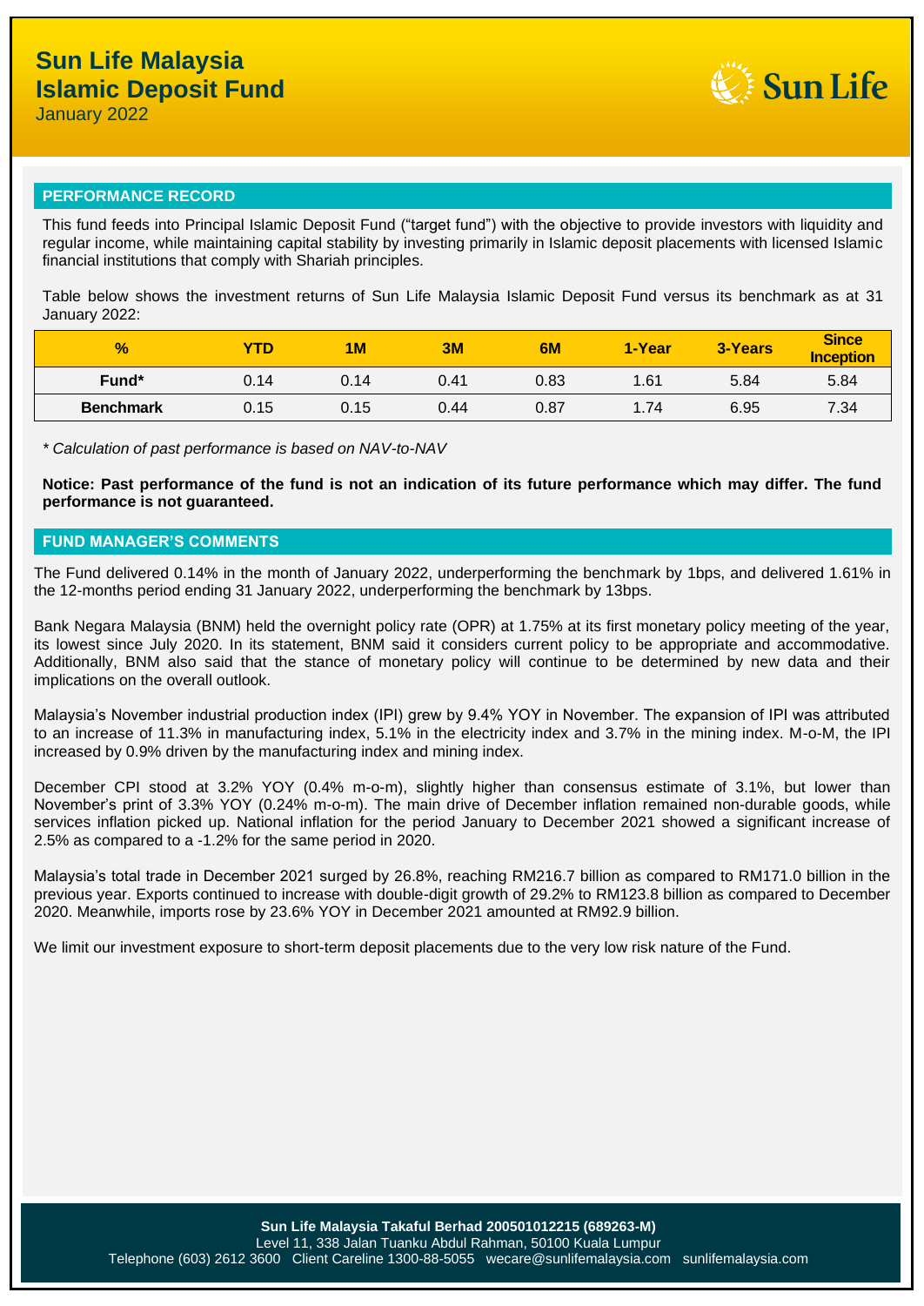# Sun Life Malaysia Islamic Deposit Fund

January 2022

## PERFORMANCE RECORD

This fund feeds into Principal Islamic Deposit Fund ("target fund") with the objective to provide investors with liquidity and regular income, while maintaining capital stability by investing primarily in Islamic deposit placements with licensed Islamic financial institutions that comply with Shariah principles.

Table below shows the investment returns of Sun Life Malaysia Islamic Deposit Fund versus its benchmark as at 31 January 2022:

| % | YTD | 1M | 3M | 6M | 1-Year | 3-Years | Since Inception |
|---|---|---|---|---|---|---|---|
| Fund* | 0.14 | 0.14 | 0.41 | 0.83 | 1.61 | 5.84 | 5.84 |
| Benchmark | 0.15 | 0.15 | 0.44 | 0.87 | 1.74 | 6.95 | 7.34 |

*\* Calculation of past performance is based on NAV-to-NAV*

**Notice: Past performance of the fund is not an indication of its future performance which may differ. The fund performance is not guaranteed.**

## FUND MANAGER'S COMMENTS

The Fund delivered 0.14% in the month of January 2022, underperforming the benchmark by 1bps, and delivered 1.61% in the 12-months period ending 31 January 2022, underperforming the benchmark by 13bps.

Bank Negara Malaysia (BNM) held the overnight policy rate (OPR) at 1.75% at its first monetary policy meeting of the year, its lowest since July 2020. In its statement, BNM said it considers current policy to be appropriate and accommodative. Additionally, BNM also said that the stance of monetary policy will continue to be determined by new data and their implications on the overall outlook.

Malaysia's November industrial production index (IPI) grew by 9.4% YOY in November. The expansion of IPI was attributed to an increase of 11.3% in manufacturing index, 5.1% in the electricity index and 3.7% in the mining index. M-o-M, the IPI increased by 0.9% driven by the manufacturing index and mining index.

December CPI stood at 3.2% YOY (0.4% m-o-m), slightly higher than consensus estimate of 3.1%, but lower than November's print of 3.3% YOY (0.24% m-o-m). The main drive of December inflation remained non-durable goods, while services inflation picked up. National inflation for the period January to December 2021 showed a significant increase of 2.5% as compared to a -1.2% for the same period in 2020.

Malaysia's total trade in December 2021 surged by 26.8%, reaching RM216.7 billion as compared to RM171.0 billion in the previous year. Exports continued to increase with double-digit growth of 29.2% to RM123.8 billion as compared to December 2020. Meanwhile, imports rose by 23.6% YOY in December 2021 amounted at RM92.9 billion.

We limit our investment exposure to short-term deposit placements due to the very low risk nature of the Fund.

**Sun Life Malaysia Takaful Berhad 200501012215 (689263-M)**
Level 11, 338 Jalan Tuanku Abdul Rahman, 50100 Kuala Lumpur
Telephone (603) 2612 3600 Client Careline 1300-88-5055 wecare@sunlifemalaysia.com sunlifemalaysia.com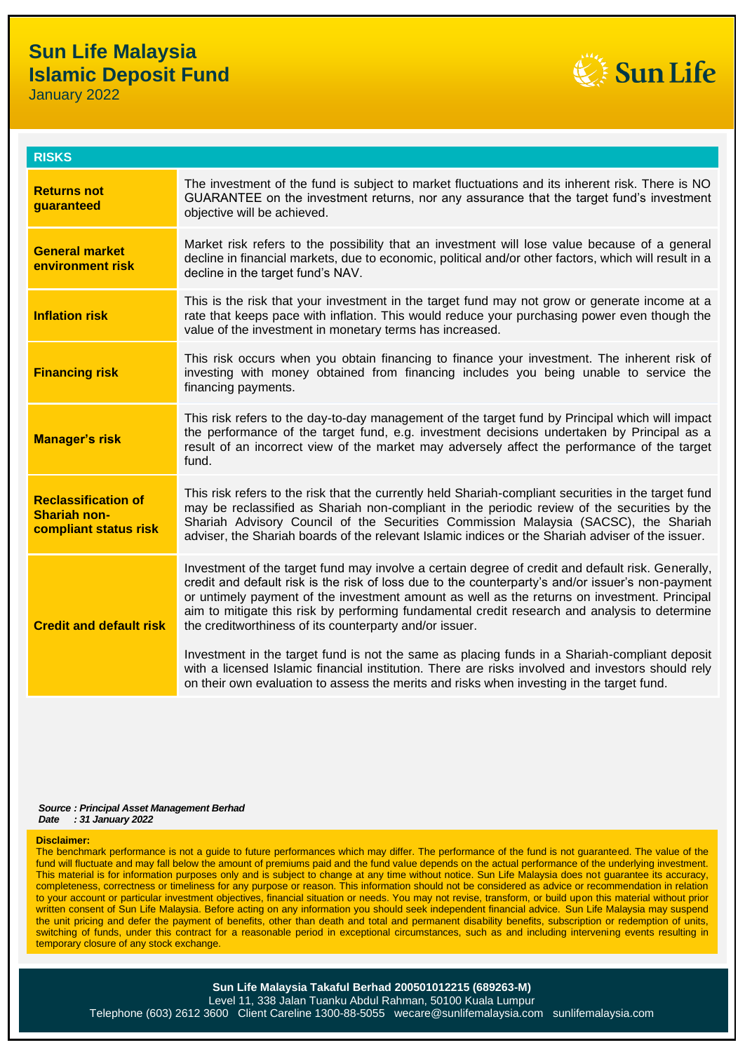# Sun Life Malaysia Islamic Deposit Fund

January 2022

## RISKS

| | |
|---|---|
| **Returns not guaranteed** | The investment of the fund is subject to market fluctuations and its inherent risk. There is NO GUARANTEE on the investment returns, nor any assurance that the target fund's investment objective will be achieved. |
| **General market environment risk** | Market risk refers to the possibility that an investment will lose value because of a general decline in financial markets, due to economic, political and/or other factors, which will result in a decline in the target fund's NAV. |
| **Inflation risk** | This is the risk that your investment in the target fund may not grow or generate income at a rate that keeps pace with inflation. This would reduce your purchasing power even though the value of the investment in monetary terms has increased. |
| **Financing risk** | This risk occurs when you obtain financing to finance your investment. The inherent risk of investing with money obtained from financing includes you being unable to service the financing payments. |
| **Manager's risk** | This risk refers to the day-to-day management of the target fund by Principal which will impact the performance of the target fund, e.g. investment decisions undertaken by Principal as a result of an incorrect view of the market may adversely affect the performance of the target fund. |
| **Reclassification of Shariah non-compliant status risk** | This risk refers to the risk that the currently held Shariah-compliant securities in the target fund may be reclassified as Shariah non-compliant in the periodic review of the securities by the Shariah Advisory Council of the Securities Commission Malaysia (SACSC), the Shariah adviser, the Shariah boards of the relevant Islamic indices or the Shariah adviser of the issuer. |
| **Credit and default risk** | Investment of the target fund may involve a certain degree of credit and default risk. Generally, credit and default risk is the risk of loss due to the counterparty's and/or issuer's non-payment or untimely payment of the investment amount as well as the returns on investment. Principal aim to mitigate this risk by performing fundamental credit research and analysis to determine the creditworthiness of its counterparty and/or issuer.<br><br>Investment in the target fund is not the same as placing funds in a Shariah-compliant deposit with a licensed Islamic financial institution. There are risks involved and investors should rely on their own evaluation to assess the merits and risks when investing in the target fund. |

***Source : Principal Asset Management Berhad***
***Date : 31 January 2022***

**Disclaimer:**
The benchmark performance is not a guide to future performances which may differ. The performance of the fund is not guaranteed. The value of the fund will fluctuate and may fall below the amount of premiums paid and the fund value depends on the actual performance of the underlying investment. This material is for information purposes only and is subject to change at any time without notice. Sun Life Malaysia does not guarantee its accuracy, completeness, correctness or timeliness for any purpose or reason. This information should not be considered as advice or recommendation in relation to your account or particular investment objectives, financial situation or needs. You may not revise, transform, or build upon this material without prior written consent of Sun Life Malaysia. Before acting on any information you should seek independent financial advice. Sun Life Malaysia may suspend the unit pricing and defer the payment of benefits, other than death and total and permanent disability benefits, subscription or redemption of units, switching of funds, under this contract for a reasonable period in exceptional circumstances, such as and including intervening events resulting in temporary closure of any stock exchange.

**Sun Life Malaysia Takaful Berhad 200501012215 (689263-M)**
Level 11, 338 Jalan Tuanku Abdul Rahman, 50100 Kuala Lumpur
Telephone (603) 2612 3600 Client Careline 1300-88-5055 wecare@sunlifemalaysia.com sunlifemalaysia.com